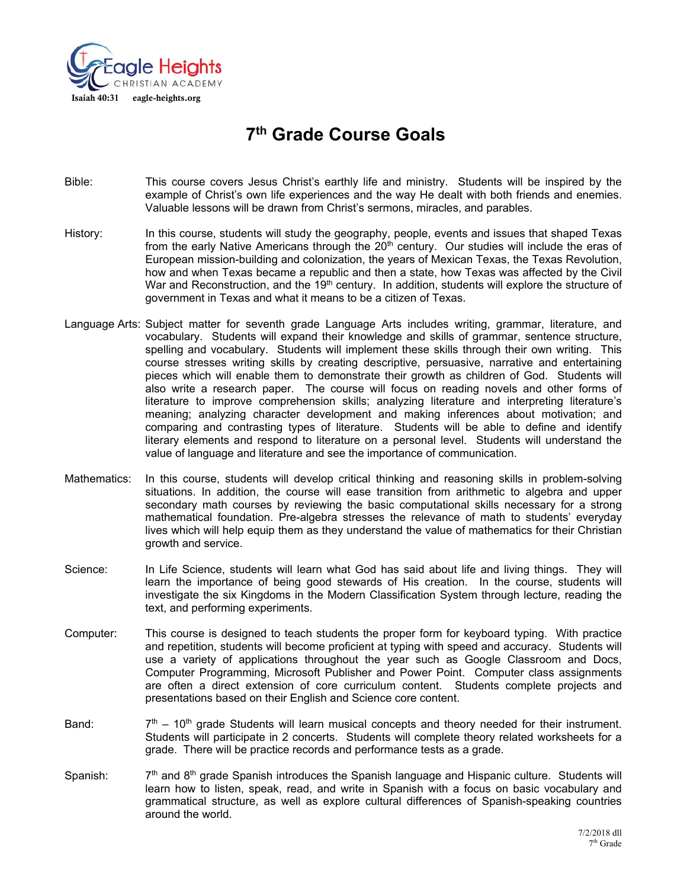Eagle Heights CHRISTIAN ACADEMY

Isaiah 40:31 eagle-heights.org

# 7th Grade Course Goals

**Bible:** This course covers Jesus Christ's earthly life and ministry. Students will be inspired by the example of Christ's own life experiences and the way He dealt with both friends and enemies. Valuable lessons will be drawn from Christ's sermons, miracles, and parables.

**History:** In this course, students will study the geography, people, events and issues that shaped Texas from the early Native Americans through the 20th century. Our studies will include the eras of European mission-building and colonization, the years of Mexican Texas, the Texas Revolution, how and when Texas became a republic and then a state, how Texas was affected by the Civil War and Reconstruction, and the 19th century. In addition, students will explore the structure of government in Texas and what it means to be a citizen of Texas.

**Language Arts:** Subject matter for seventh grade Language Arts includes writing, grammar, literature, and vocabulary. Students will expand their knowledge and skills of grammar, sentence structure, spelling and vocabulary. Students will implement these skills through their own writing. This course stresses writing skills by creating descriptive, persuasive, narrative and entertaining pieces which will enable them to demonstrate their growth as children of God. Students will also write a research paper. The course will focus on reading novels and other forms of literature to improve comprehension skills; analyzing literature and interpreting literature's meaning; analyzing character development and making inferences about motivation; and comparing and contrasting types of literature. Students will be able to define and identify literary elements and respond to literature on a personal level. Students will understand the value of language and literature and see the importance of communication.

**Mathematics:** In this course, students will develop critical thinking and reasoning skills in problem-solving situations. In addition, the course will ease transition from arithmetic to algebra and upper secondary math courses by reviewing the basic computational skills necessary for a strong mathematical foundation. Pre-algebra stresses the relevance of math to students' everyday lives which will help equip them as they understand the value of mathematics for their Christian growth and service.

**Science:** In Life Science, students will learn what God has said about life and living things. They will learn the importance of being good stewards of His creation. In the course, students will investigate the six Kingdoms in the Modern Classification System through lecture, reading the text, and performing experiments.

**Computer:** This course is designed to teach students the proper form for keyboard typing. With practice and repetition, students will become proficient at typing with speed and accuracy. Students will use a variety of applications throughout the year such as Google Classroom and Docs, Computer Programming, Microsoft Publisher and Power Point. Computer class assignments are often a direct extension of core curriculum content. Students complete projects and presentations based on their English and Science core content.

**Band:** 7th – 10th grade Students will learn musical concepts and theory needed for their instrument. Students will participate in 2 concerts. Students will complete theory related worksheets for a grade. There will be practice records and performance tests as a grade.

**Spanish:** 7th and 8th grade Spanish introduces the Spanish language and Hispanic culture. Students will learn how to listen, speak, read, and write in Spanish with a focus on basic vocabulary and grammatical structure, as well as explore cultural differences of Spanish-speaking countries around the world.

7/2/2018 dll
7th Grade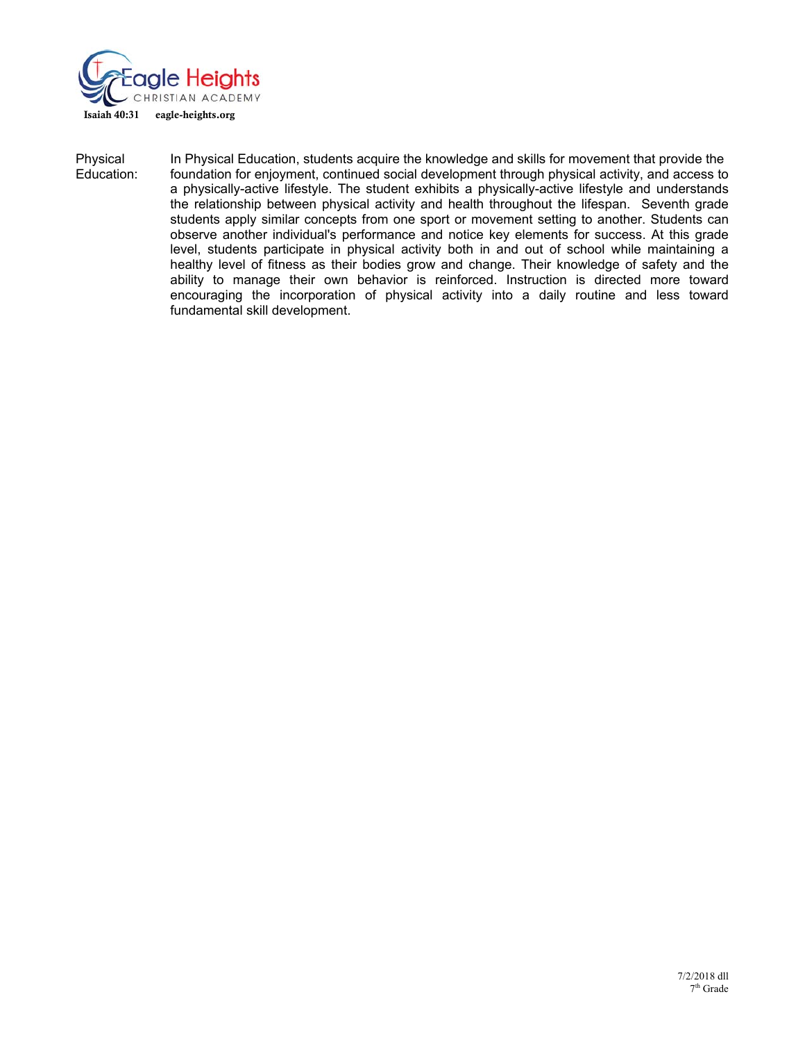Physical Education: In Physical Education, students acquire the knowledge and skills for movement that provide the foundation for enjoyment, continued social development through physical activity, and access to a physically-active lifestyle. The student exhibits a physically-active lifestyle and understands the relationship between physical activity and health throughout the lifespan. Seventh grade students apply similar concepts from one sport or movement setting to another. Students can observe another individual's performance and notice key elements for success. At this grade level, students participate in physical activity both in and out of school while maintaining a healthy level of fitness as their bodies grow and change. Their knowledge of safety and the ability to manage their own behavior is reinforced. Instruction is directed more toward encouraging the incorporation of physical activity into a daily routine and less toward fundamental skill development.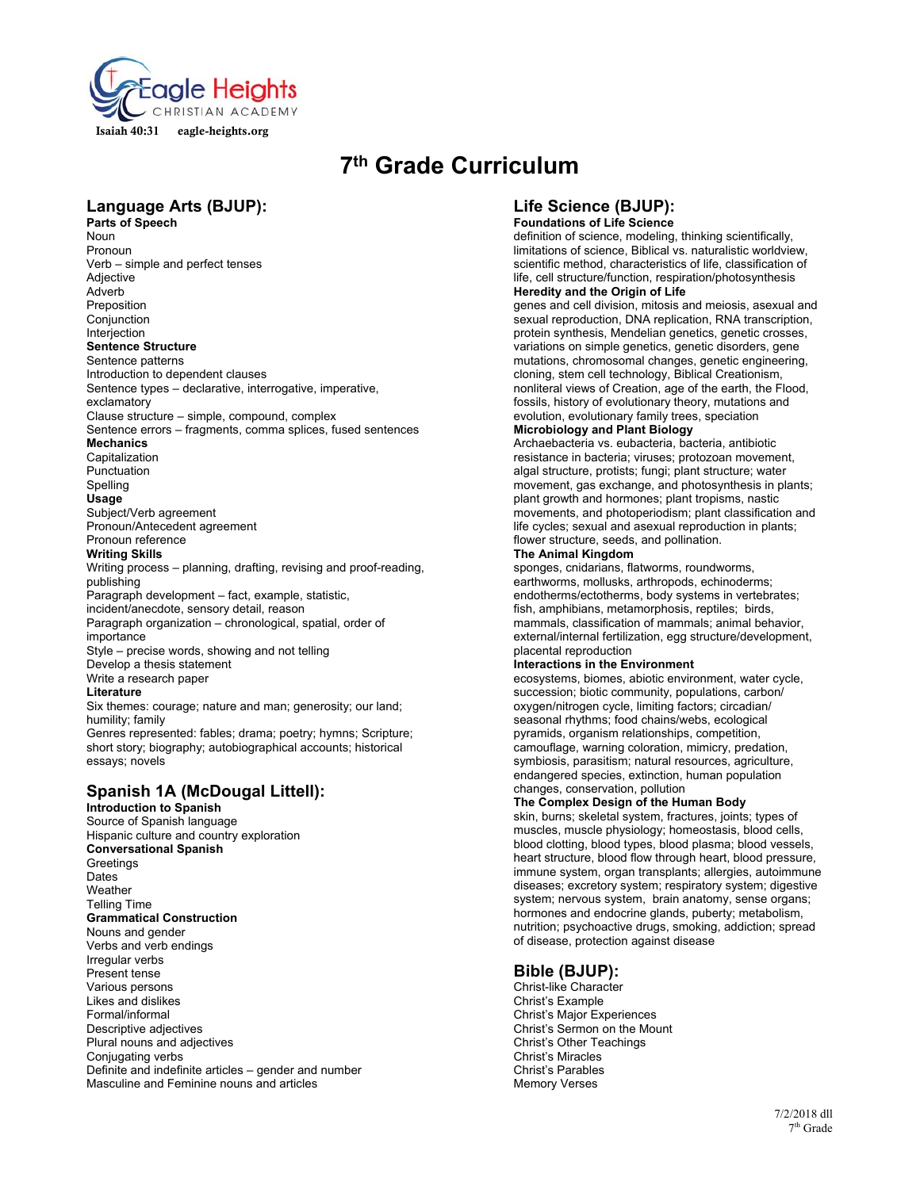Isaiah 40:31 eagle-heights.org

# 7th Grade Curriculum

## Language Arts (BJUP):

**Parts of Speech**
Noun
Pronoun
Verb – simple and perfect tenses
Adjective
Adverb
Preposition
Conjunction
Interjection

**Sentence Structure**
Sentence patterns
Introduction to dependent clauses
Sentence types – declarative, interrogative, imperative, exclamatory
Clause structure – simple, compound, complex
Sentence errors – fragments, comma splices, fused sentences

**Mechanics**
Capitalization
Punctuation
Spelling

**Usage**
Subject/Verb agreement
Pronoun/Antecedent agreement
Pronoun reference

**Writing Skills**
Writing process – planning, drafting, revising and proof-reading, publishing
Paragraph development – fact, example, statistic, incident/anecdote, sensory detail, reason
Paragraph organization – chronological, spatial, order of importance
Style – precise words, showing and not telling
Develop a thesis statement
Write a research paper

**Literature**
Six themes: courage; nature and man; generosity; our land; humility; family
Genres represented: fables; drama; poetry; hymns; Scripture; short story; biography; autobiographical accounts; historical essays; novels

## Spanish 1A (McDougal Littell):

**Introduction to Spanish**
Source of Spanish language
Hispanic culture and country exploration

**Conversational Spanish**
Greetings
Dates
Weather
Telling Time

**Grammatical Construction**
Nouns and gender
Verbs and verb endings
Irregular verbs
Present tense
Various persons
Likes and dislikes
Formal/informal
Descriptive adjectives
Plural nouns and adjectives
Conjugating verbs
Definite and indefinite articles – gender and number
Masculine and Feminine nouns and articles

## Life Science (BJUP):

**Foundations of Life Science**
definition of science, modeling, thinking scientifically, limitations of science, Biblical vs. naturalistic worldview, scientific method, characteristics of life, classification of life, cell structure/function, respiration/photosynthesis

**Heredity and the Origin of Life**
genes and cell division, mitosis and meiosis, asexual and sexual reproduction, DNA replication, RNA transcription, protein synthesis, Mendelian genetics, genetic crosses, variations on simple genetics, genetic disorders, gene mutations, chromosomal changes, genetic engineering, cloning, stem cell technology, Biblical Creationism, nonliteral views of Creation, age of the earth, the Flood, fossils, history of evolutionary theory, mutations and evolution, evolutionary family trees, speciation

**Microbiology and Plant Biology**
Archaebacteria vs. eubacteria, bacteria, antibiotic resistance in bacteria; viruses; protozoan movement, algal structure, protists; fungi; plant structure; water movement, gas exchange, and photosynthesis in plants; plant growth and hormones; plant tropisms, nastic movements, and photoperiodism; plant classification and life cycles; sexual and asexual reproduction in plants; flower structure, seeds, and pollination.

**The Animal Kingdom**
sponges, cnidarians, flatworms, roundworms, earthworms, mollusks, arthropods, echinoderms; endotherms/ectotherms, body systems in vertebrates; fish, amphibians, metamorphosis, reptiles; birds, mammals, classification of mammals; animal behavior, external/internal fertilization, egg structure/development, placental reproduction

**Interactions in the Environment**
ecosystems, biomes, abiotic environment, water cycle, succession; biotic community, populations, carbon/oxygen/nitrogen cycle, limiting factors; circadian/seasonal rhythms; food chains/webs, ecological pyramids, organism relationships, competition, camouflage, warning coloration, mimicry, predation, symbiosis, parasitism; natural resources, agriculture, endangered species, extinction, human population changes, conservation, pollution

**The Complex Design of the Human Body**
skin, burns; skeletal system, fractures, joints; types of muscles, muscle physiology; homeostasis, blood cells, blood clotting, blood types, blood plasma; blood vessels, heart structure, blood flow through heart, blood pressure, immune system, organ transplants; allergies, autoimmune diseases; excretory system; respiratory system; digestive system; nervous system, brain anatomy, sense organs; hormones and endocrine glands, puberty; metabolism, nutrition; psychoactive drugs, smoking, addiction; spread of disease, protection against disease

## Bible (BJUP):

Christ-like Character
Christ's Example
Christ's Major Experiences
Christ's Sermon on the Mount
Christ's Other Teachings
Christ's Miracles
Christ's Parables
Memory Verses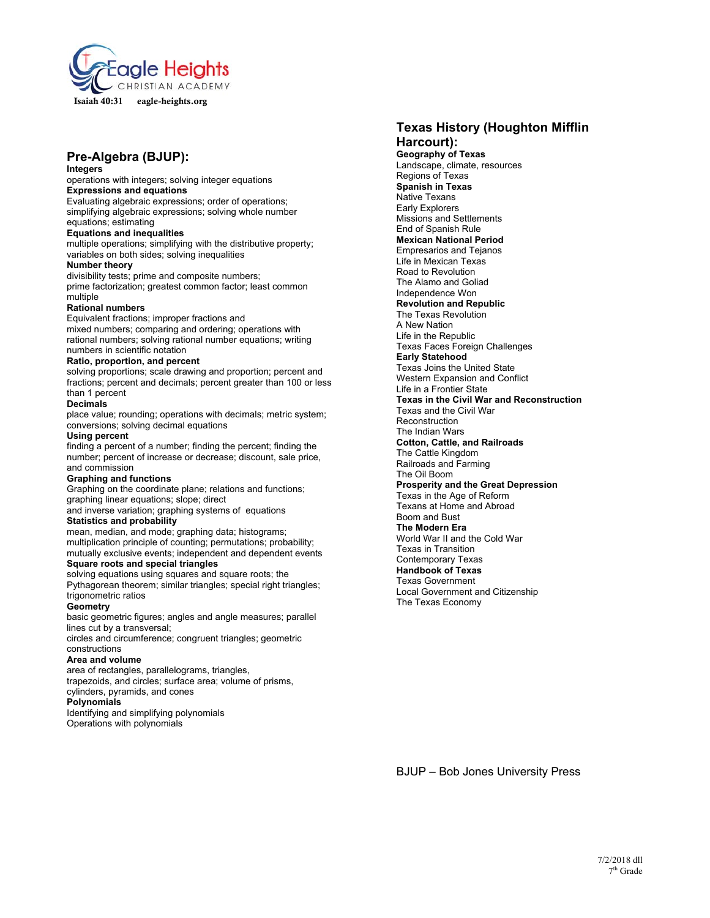Eagle Heights CHRISTIAN ACADEMY

Isaiah 40:31 eagle-heights.org

## Pre-Algebra (BJUP):

**Integers**
operations with integers; solving integer equations

**Expressions and equations**
Evaluating algebraic expressions; order of operations; simplifying algebraic expressions; solving whole number equations; estimating

**Equations and inequalities**
multiple operations; simplifying with the distributive property; variables on both sides; solving inequalities

**Number theory**
divisibility tests; prime and composite numbers; prime factorization; greatest common factor; least common multiple

**Rational numbers**
Equivalent fractions; improper fractions and mixed numbers; comparing and ordering; operations with rational numbers; solving rational number equations; writing numbers in scientific notation

**Ratio, proportion, and percent**
solving proportions; scale drawing and proportion; percent and fractions; percent and decimals; percent greater than 100 or less than 1 percent

**Decimals**
place value; rounding; operations with decimals; metric system; conversions; solving decimal equations

**Using percent**
finding a percent of a number; finding the percent; finding the number; percent of increase or decrease; discount, sale price, and commission

**Graphing and functions**
Graphing on the coordinate plane; relations and functions; graphing linear equations; slope; direct and inverse variation; graphing systems of equations

**Statistics and probability**
mean, median, and mode; graphing data; histograms; multiplication principle of counting; permutations; probability; mutually exclusive events; independent and dependent events

**Square roots and special triangles**
solving equations using squares and square roots; the Pythagorean theorem; similar triangles; special right triangles; trigonometric ratios

**Geometry**
basic geometric figures; angles and angle measures; parallel lines cut by a transversal; circles and circumference; congruent triangles; geometric constructions

**Area and volume**
area of rectangles, parallelograms, triangles, trapezoids, and circles; surface area; volume of prisms, cylinders, pyramids, and cones

**Polynomials**
Identifying and simplifying polynomials
Operations with polynomials

## Texas History (Houghton Mifflin Harcourt):

**Geography of Texas**
Landscape, climate, resources
Regions of Texas

**Spanish in Texas**
Native Texans
Early Explorers
Missions and Settlements
End of Spanish Rule

**Mexican National Period**
Empresarios and Tejanos
Life in Mexican Texas
Road to Revolution
The Alamo and Goliad
Independence Won

**Revolution and Republic**
The Texas Revolution
A New Nation
Life in the Republic
Texas Faces Foreign Challenges

**Early Statehood**
Texas Joins the United State
Western Expansion and Conflict
Life in a Frontier State

**Texas in the Civil War and Reconstruction**
Texas and the Civil War
Reconstruction
The Indian Wars

**Cotton, Cattle, and Railroads**
The Cattle Kingdom
Railroads and Farming
The Oil Boom

**Prosperity and the Great Depression**
Texas in the Age of Reform
Texans at Home and Abroad
Boom and Bust

**The Modern Era**
World War II and the Cold War
Texas in Transition
Contemporary Texas

**Handbook of Texas**
Texas Government
Local Government and Citizenship
The Texas Economy

BJUP – Bob Jones University Press

7/2/2018 dll
7th Grade